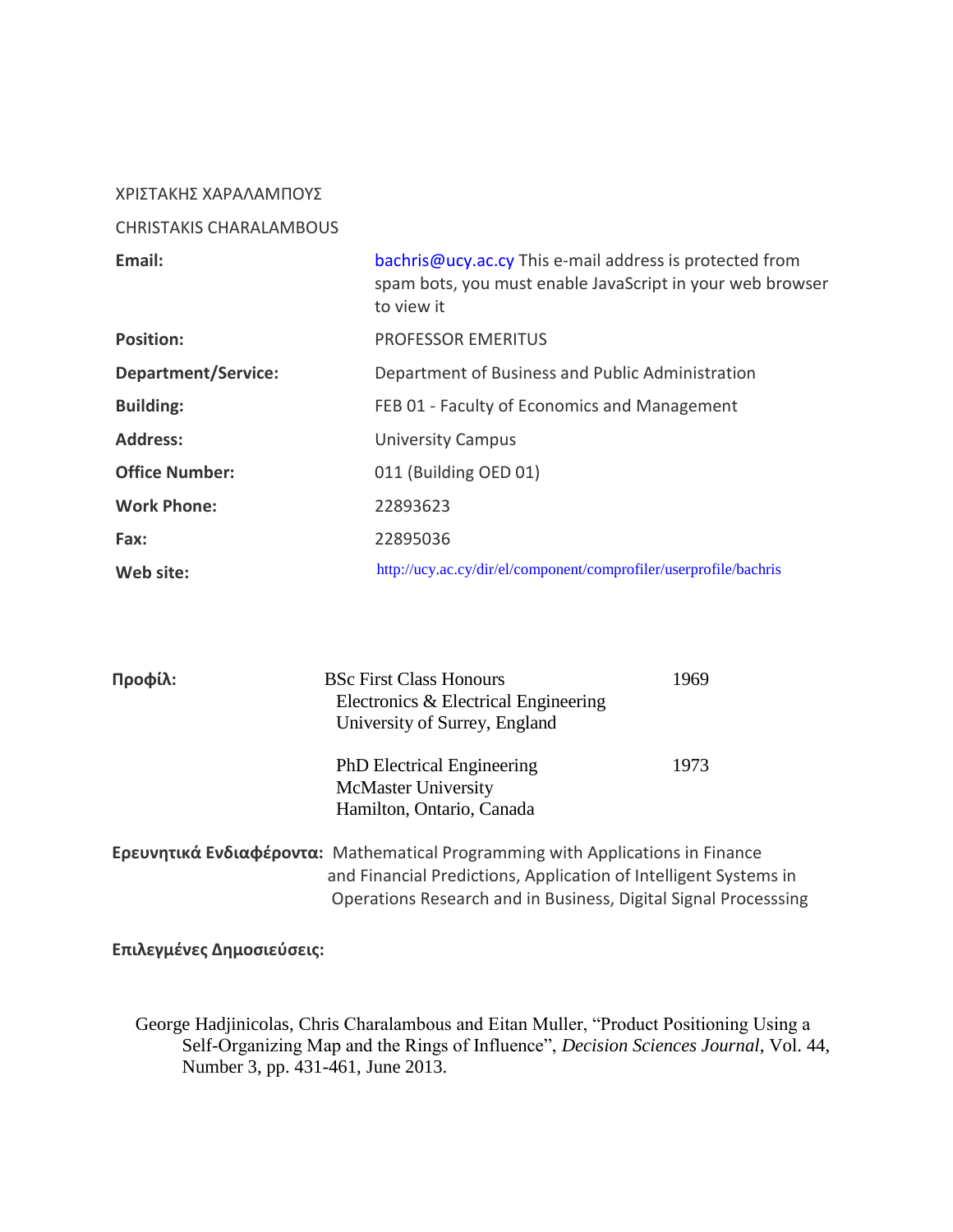ΧΡΙΣΤΑΚΗΣ ΧΑΡΑΛΑΜΠΟΥΣ

CHRISTAKIS CHARALAMBOUS

| | |
|---|---|
| **Email:** | bachris@ucy.ac.cy This e-mail address is protected from spam bots, you must enable JavaScript in your web browser to view it |
| **Position:** | PROFESSOR EMERITUS |
| **Department/Service:** | Department of Business and Public Administration |
| **Building:** | FEB 01 - Faculty of Economics and Management |
| **Address:** | University Campus |
| **Office Number:** | 011 (Building OED 01) |
| **Work Phone:** | 22893623 |
| **Fax:** | 22895036 |
| **Web site:** | http://ucy.ac.cy/dir/el/component/comprofiler/userprofile/bachris |

| | | |
|---|---|---|
| **Προφίλ:** | BSc First Class Honours<br>Electronics & Electrical Engineering<br>University of Surrey, England | 1969 |
| | PhD Electrical Engineering<br>McMaster University<br>Hamilton, Ontario, Canada | 1973 |

**Ερευνητικά Ενδιαφέροντα:** Mathematical Programming with Applications in Finance and Financial Predictions, Application of Intelligent Systems in Operations Research and in Business, Digital Signal Processsing

**Επιλεγμένες Δημοσιεύσεις:**

George Hadjinicolas, Chris Charalambous and Eitan Muller, "Product Positioning Using a Self-Organizing Map and the Rings of Influence", *Decision Sciences Journal*, Vol. 44, Number 3, pp. 431-461, June 2013.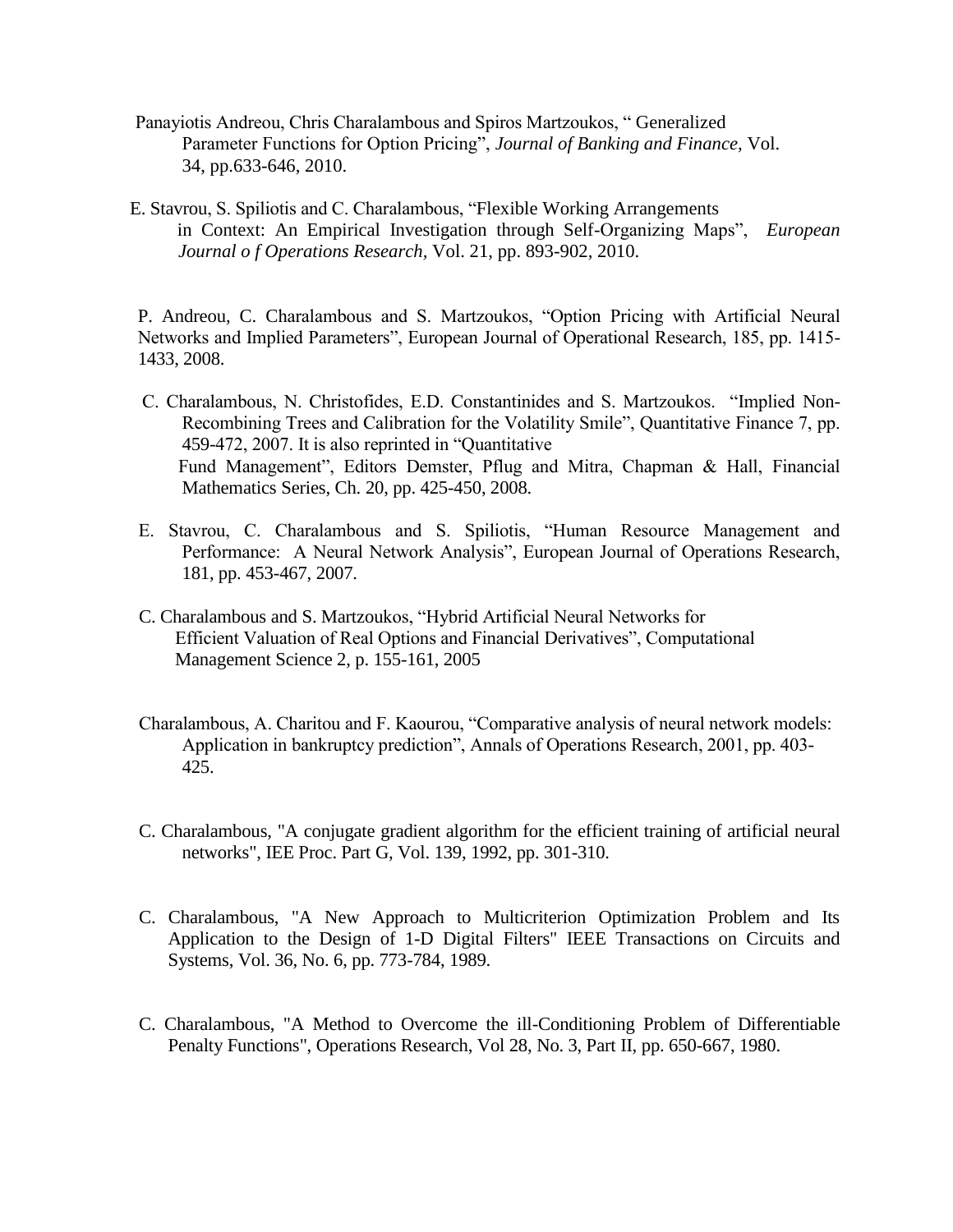Panayiotis Andreou, Chris Charalambous and Spiros Martzoukos, " Generalized Parameter Functions for Option Pricing", *Journal of Banking and Finance,* Vol. 34, pp.633-646, 2010.

E. Stavrou, S. Spiliotis and C. Charalambous, "Flexible Working Arrangements in Context: An Empirical Investigation through Self-Organizing Maps", *European Journal o f Operations Research,* Vol. 21, pp. 893-902, 2010.

P. Andreou, C. Charalambous and S. Martzoukos, "Option Pricing with Artificial Neural Networks and Implied Parameters", European Journal of Operational Research, 185, pp. 1415-1433, 2008.

C. Charalambous, N. Christofides, E.D. Constantinides and S. Martzoukos. "Implied Non-Recombining Trees and Calibration for the Volatility Smile", Quantitative Finance 7, pp. 459-472, 2007. It is also reprinted in "Quantitative Fund Management", Editors Demster, Pflug and Mitra, Chapman & Hall, Financial Mathematics Series, Ch. 20, pp. 425-450, 2008.

E. Stavrou, C. Charalambous and S. Spiliotis, "Human Resource Management and Performance: A Neural Network Analysis", European Journal of Operations Research, 181, pp. 453-467, 2007.

C. Charalambous and S. Martzoukos, "Hybrid Artificial Neural Networks for Efficient Valuation of Real Options and Financial Derivatives", Computational Management Science 2, p. 155-161, 2005

Charalambous, A. Charitou and F. Kaourou, "Comparative analysis of neural network models: Application in bankruptcy prediction", Annals of Operations Research, 2001, pp. 403-425.

C. Charalambous, "A conjugate gradient algorithm for the efficient training of artificial neural networks", IEE Proc. Part G, Vol. 139, 1992, pp. 301-310.

C. Charalambous, "A New Approach to Multicriterion Optimization Problem and Its Application to the Design of 1-D Digital Filters" IEEE Transactions on Circuits and Systems, Vol. 36, No. 6, pp. 773-784, 1989.

C. Charalambous, "A Method to Overcome the ill-Conditioning Problem of Differentiable Penalty Functions", Operations Research, Vol 28, No. 3, Part II, pp. 650-667, 1980.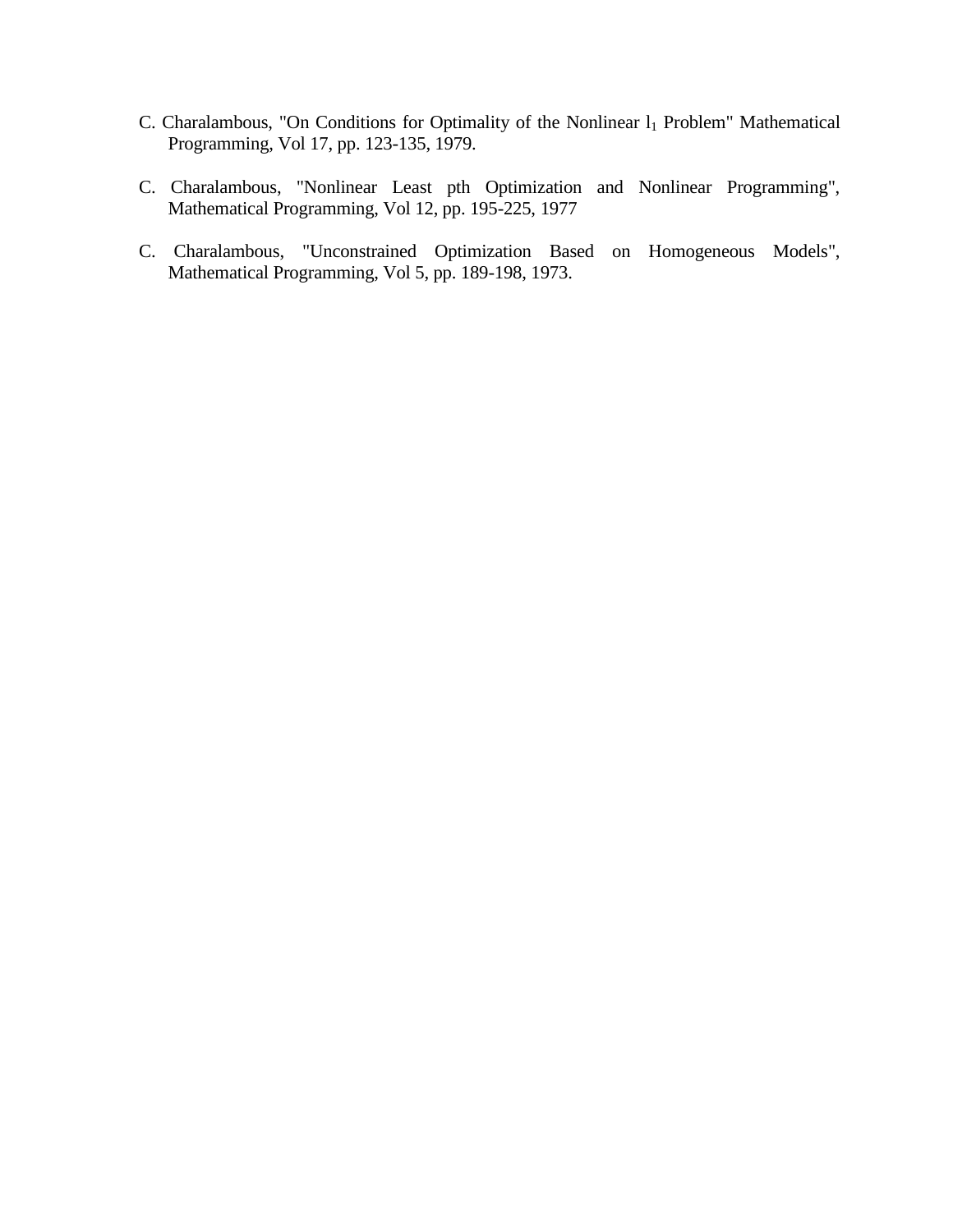C. Charalambous, "On Conditions for Optimality of the Nonlinear $l_1$ Problem" Mathematical Programming, Vol 17, pp. 123-135, 1979.

C. Charalambous, "Nonlinear Least pth Optimization and Nonlinear Programming", Mathematical Programming, Vol 12, pp. 195-225, 1977

C. Charalambous, "Unconstrained Optimization Based on Homogeneous Models", Mathematical Programming, Vol 5, pp. 189-198, 1973.